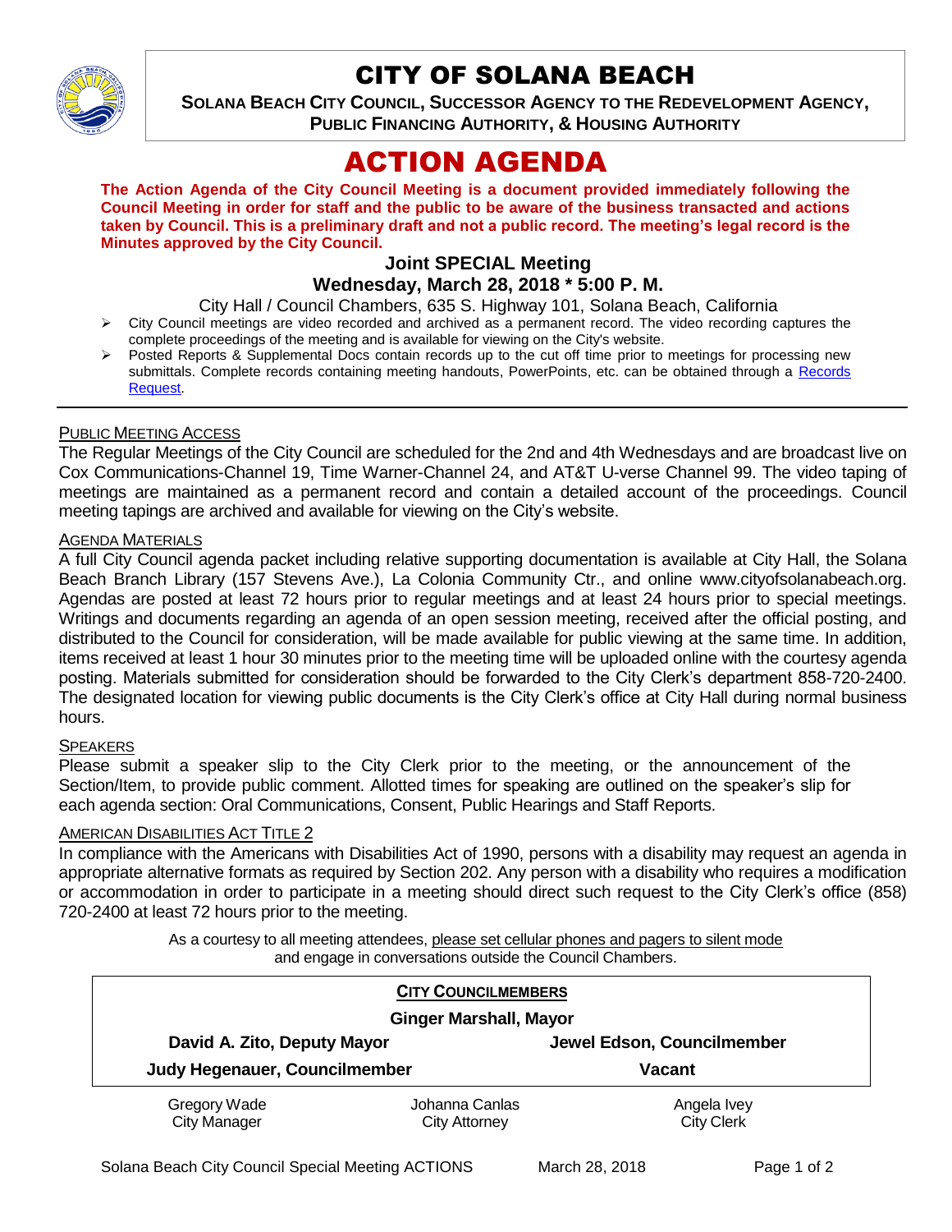# CITY OF SOLANA BEACH

**SOLANA BEACH CITY COUNCIL, SUCCESSOR AGENCY TO THE REDEVELOPMENT AGENCY, PUBLIC FINANCING AUTHORITY, & HOUSING AUTHORITY**

# ACTION AGENDA

**The Action Agenda of the City Council Meeting is a document provided immediately following the Council Meeting in order for staff and the public to be aware of the business transacted and actions taken by Council. This is a preliminary draft and not a public record. The meeting's legal record is the Minutes approved by the City Council.**

## Joint SPECIAL Meeting
## Wednesday, March 28, 2018 * 5:00 P. M.

City Hall / Council Chambers, 635 S. Highway 101, Solana Beach, California

- City Council meetings are video recorded and archived as a permanent record. The video recording captures the complete proceedings of the meeting and is available for viewing on the City's website.
- Posted Reports & Supplemental Docs contain records up to the cut off time prior to meetings for processing new submittals. Complete records containing meeting handouts, PowerPoints, etc. can be obtained through a Records Request.

---

PUBLIC MEETING ACCESS

The Regular Meetings of the City Council are scheduled for the 2nd and 4th Wednesdays and are broadcast live on Cox Communications-Channel 19, Time Warner-Channel 24, and AT&T U-verse Channel 99. The video taping of meetings are maintained as a permanent record and contain a detailed account of the proceedings. Council meeting tapings are archived and available for viewing on the City's website.

AGENDA MATERIALS

A full City Council agenda packet including relative supporting documentation is available at City Hall, the Solana Beach Branch Library (157 Stevens Ave.), La Colonia Community Ctr., and online www.cityofsolanabeach.org. Agendas are posted at least 72 hours prior to regular meetings and at least 24 hours prior to special meetings. Writings and documents regarding an agenda of an open session meeting, received after the official posting, and distributed to the Council for consideration, will be made available for public viewing at the same time. In addition, items received at least 1 hour 30 minutes prior to the meeting time will be uploaded online with the courtesy agenda posting. Materials submitted for consideration should be forwarded to the City Clerk's department 858-720-2400. The designated location for viewing public documents is the City Clerk's office at City Hall during normal business hours.

SPEAKERS

Please submit a speaker slip to the City Clerk prior to the meeting, or the announcement of the Section/Item, to provide public comment. Allotted times for speaking are outlined on the speaker's slip for each agenda section: Oral Communications, Consent, Public Hearings and Staff Reports.

AMERICAN DISABILITIES ACT TITLE 2

In compliance with the Americans with Disabilities Act of 1990, persons with a disability may request an agenda in appropriate alternative formats as required by Section 202. Any person with a disability who requires a modification or accommodation in order to participate in a meeting should direct such request to the City Clerk's office (858) 720-2400 at least 72 hours prior to the meeting.

As a courtesy to all meeting attendees, please set cellular phones and pagers to silent mode and engage in conversations outside the Council Chambers.

**CITY COUNCILMEMBERS**

**Ginger Marshall, Mayor**

| | |
|---|---|
| **David A. Zito, Deputy Mayor** | **Jewel Edson, Councilmember** |
| **Judy Hegenauer, Councilmember** | **Vacant** |

| Gregory Wade | Johanna Canlas | Angela Ivey |
|---|---|---|
| City Manager | City Attorney | City Clerk |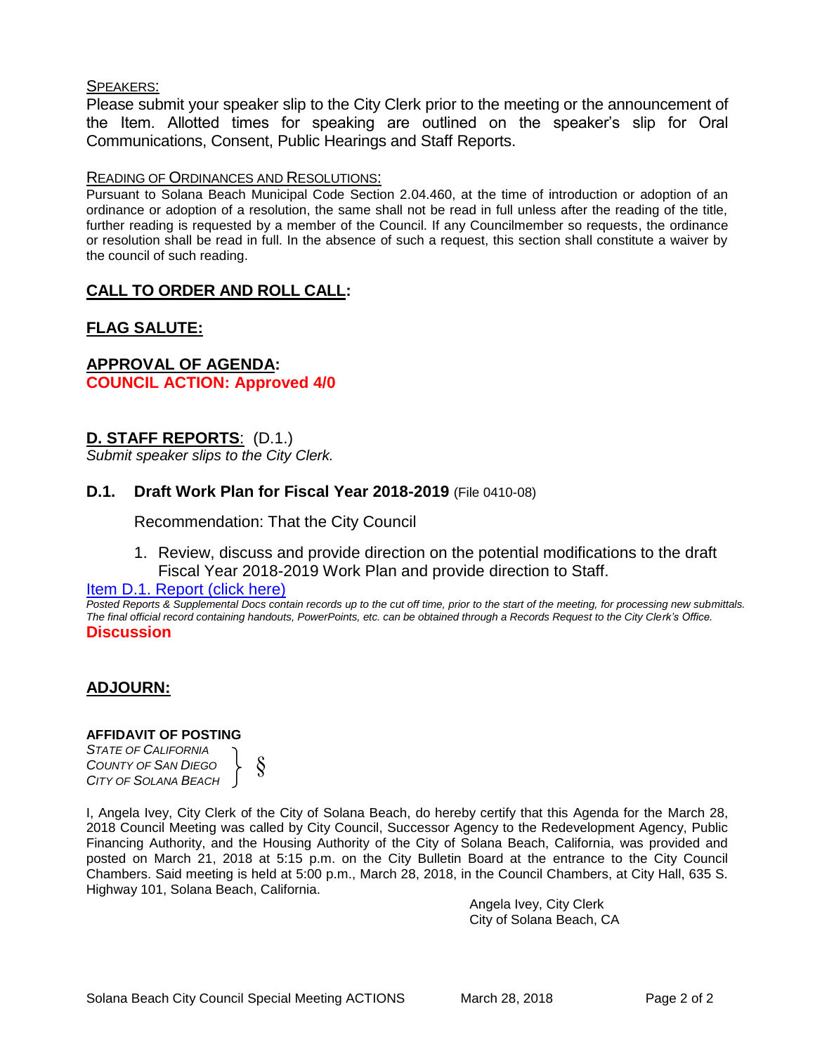SPEAKERS:

Please submit your speaker slip to the City Clerk prior to the meeting or the announcement of the Item. Allotted times for speaking are outlined on the speaker's slip for Oral Communications, Consent, Public Hearings and Staff Reports.

READING OF ORDINANCES AND RESOLUTIONS:

Pursuant to Solana Beach Municipal Code Section 2.04.460, at the time of introduction or adoption of an ordinance or adoption of a resolution, the same shall not be read in full unless after the reading of the title, further reading is requested by a member of the Council. If any Councilmember so requests, the ordinance or resolution shall be read in full. In the absence of such a request, this section shall constitute a waiver by the council of such reading.

## CALL TO ORDER AND ROLL CALL:

## FLAG SALUTE:

## APPROVAL OF AGENDA:

**COUNCIL ACTION: Approved 4/0**

## D. STAFF REPORTS: (D.1.)

*Submit speaker slips to the City Clerk.*

### D.1. Draft Work Plan for Fiscal Year 2018-2019 (File 0410-08)

Recommendation: That the City Council

1. Review, discuss and provide direction on the potential modifications to the draft Fiscal Year 2018-2019 Work Plan and provide direction to Staff.

Item D.1. Report (click here)

*Posted Reports & Supplemental Docs contain records up to the cut off time, prior to the start of the meeting, for processing new submittals. The final official record containing handouts, PowerPoints, etc. can be obtained through a Records Request to the City Clerk's Office.*

**Discussion**

## ADJOURN:

**AFFIDAVIT OF POSTING**

*STATE OF CALIFORNIA*
*COUNTY OF SAN DIEGO* } §
*CITY OF SOLANA BEACH*

I, Angela Ivey, City Clerk of the City of Solana Beach, do hereby certify that this Agenda for the March 28, 2018 Council Meeting was called by City Council, Successor Agency to the Redevelopment Agency, Public Financing Authority, and the Housing Authority of the City of Solana Beach, California, was provided and posted on March 21, 2018 at 5:15 p.m. on the City Bulletin Board at the entrance to the City Council Chambers. Said meeting is held at 5:00 p.m., March 28, 2018, in the Council Chambers, at City Hall, 635 S. Highway 101, Solana Beach, California.

Angela Ivey, City Clerk
City of Solana Beach, CA